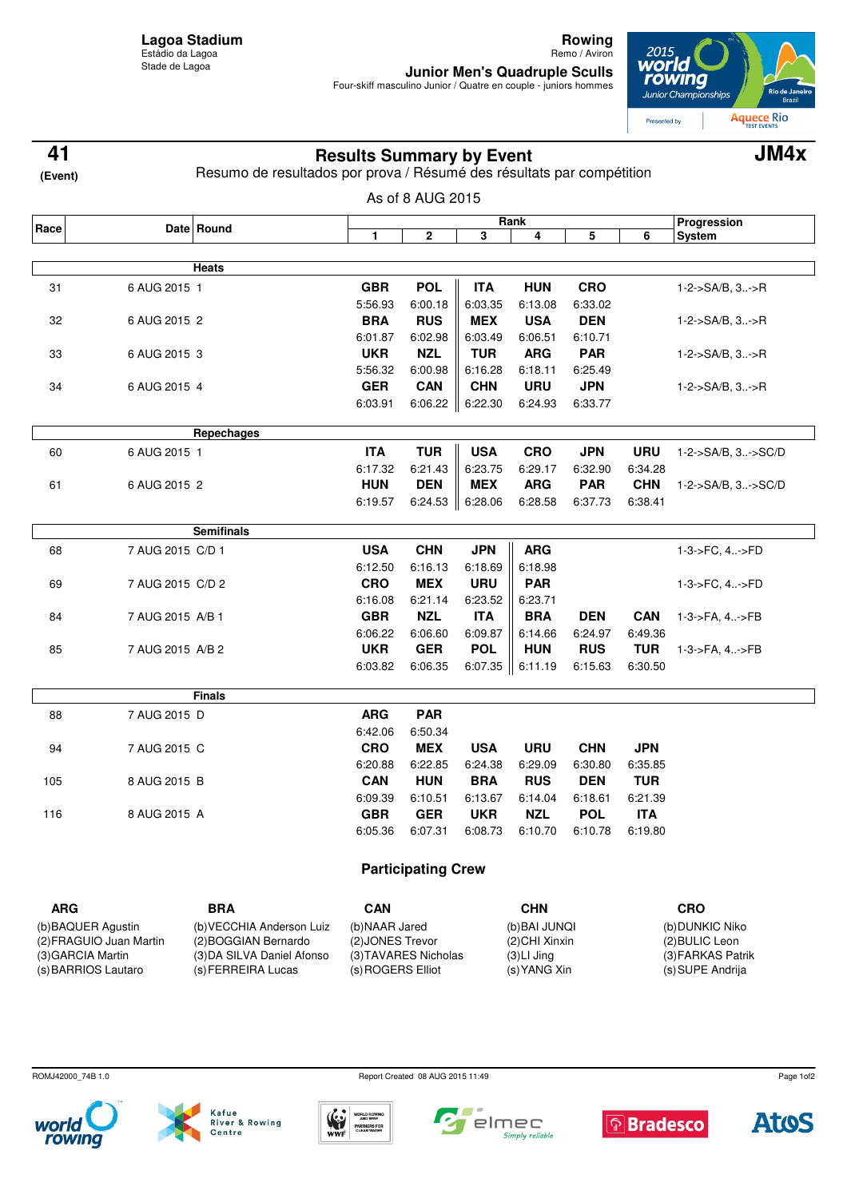**Lagoa Stadium**
Estádio da Lagoa
Stade de Lagoa

**Rowing**
Remo / Aviron

**Junior Men's Quadruple Sculls**
Four-skiff masculino Junior / Quatre en couple - juniors hommes

**41** (Event)

# Results Summary by Event

**JM4x**

Resumo de resultados por prova / Résumé des résultats par compétition

As of 8 AUG 2015

| Race | Date | Round | 1 | 2 | 3 | 4 | 5 | 6 | Progression System |
|---|---|---|---|---|---|---|---|---|---|
| | | **Heats** | | | | | | | |
| 31 | 6 AUG 2015 | 1 | **GBR** 5:56.93 | **POL** 6:00.18 | **ITA** 6:03.35 | **HUN** 6:13.08 | **CRO** 6:33.02 | | 1-2->SA/B, 3..->R |
| 32 | 6 AUG 2015 | 2 | **BRA** 6:01.87 | **RUS** 6:02.98 | **MEX** 6:03.49 | **USA** 6:06.51 | **DEN** 6:10.71 | | 1-2->SA/B, 3..->R |
| 33 | 6 AUG 2015 | 3 | **UKR** 5:56.32 | **NZL** 6:00.98 | **TUR** 6:16.28 | **ARG** 6:18.11 | **PAR** 6:25.49 | | 1-2->SA/B, 3..->R |
| 34 | 6 AUG 2015 | 4 | **GER** 6:03.91 | **CAN** 6:06.22 | **CHN** 6:22.30 | **URU** 6:24.93 | **JPN** 6:33.77 | | 1-2->SA/B, 3..->R |
| | | **Repechages** | | | | | | | |
| 60 | 6 AUG 2015 | 1 | **ITA** 6:17.32 | **TUR** 6:21.43 | **USA** 6:23.75 | **CRO** 6:29.17 | **JPN** 6:32.90 | **URU** 6:34.28 | 1-2->SA/B, 3..->SC/D |
| 61 | 6 AUG 2015 | 2 | **HUN** 6:19.57 | **DEN** 6:24.53 | **MEX** 6:28.06 | **ARG** 6:28.58 | **PAR** 6:37.73 | **CHN** 6:38.41 | 1-2->SA/B, 3..->SC/D |
| | | **Semifinals** | | | | | | | |
| 68 | 7 AUG 2015 | C/D 1 | **USA** 6:12.50 | **CHN** 6:16.13 | **JPN** 6:18.69 | **ARG** 6:18.98 | | | 1-3->FC, 4..->FD |
| 69 | 7 AUG 2015 | C/D 2 | **CRO** 6:16.08 | **MEX** 6:21.14 | **URU** 6:23.52 | **PAR** 6:23.71 | | | 1-3->FC, 4..->FD |
| 84 | 7 AUG 2015 | A/B 1 | **GBR** 6:06.22 | **NZL** 6:06.60 | **ITA** 6:09.87 | **BRA** 6:14.66 | **DEN** 6:24.97 | **CAN** 6:49.36 | 1-3->FA, 4..->FB |
| 85 | 7 AUG 2015 | A/B 2 | **UKR** 6:03.82 | **GER** 6:06.35 | **POL** 6:07.35 | **HUN** 6:11.19 | **RUS** 6:15.63 | **TUR** 6:30.50 | 1-3->FA, 4..->FB |
| | | **Finals** | | | | | | | |
| 88 | 7 AUG 2015 | D | **ARG** 6:42.06 | **PAR** 6:50.34 | | | | | |
| 94 | 7 AUG 2015 | C | **CRO** 6:20.88 | **MEX** 6:22.85 | **USA** 6:24.38 | **URU** 6:29.09 | **CHN** 6:30.80 | **JPN** 6:35.85 | |
| 105 | 8 AUG 2015 | B | **CAN** 6:09.39 | **HUN** 6:10.51 | **BRA** 6:13.67 | **RUS** 6:14.04 | **DEN** 6:18.61 | **TUR** 6:21.39 | |
| 116 | 8 AUG 2015 | A | **GBR** 6:05.36 | **GER** 6:07.31 | **UKR** 6:08.73 | **NZL** 6:10.70 | **POL** 6:10.78 | **ITA** 6:19.80 | |

## Participating Crew

**ARG**
(b)BAQUER Agustin
(2)FRAGUIO Juan Martin
(3)GARCIA Martin
(s)BARRIOS Lautaro

**BRA**
(b)VECCHIA Anderson Luiz
(2)BOGGIAN Bernardo
(3)DA SILVA Daniel Afonso
(s)FERREIRA Lucas

**CAN**
(b)NAAR Jared
(2)JONES Trevor
(3)TAVARES Nicholas
(s)ROGERS Elliot

**CHN**
(b)BAI JUNQI
(2)CHI Xinxin
(3)LI Jing
(s)YANG Xin

**CRO**
(b)DUNKIC Niko
(2)BULIC Leon
(3)FARKAS Patrik
(s)SUPE Andrija

ROMJ42000_74B 1.0 Report Created 08 AUG 2015 11:49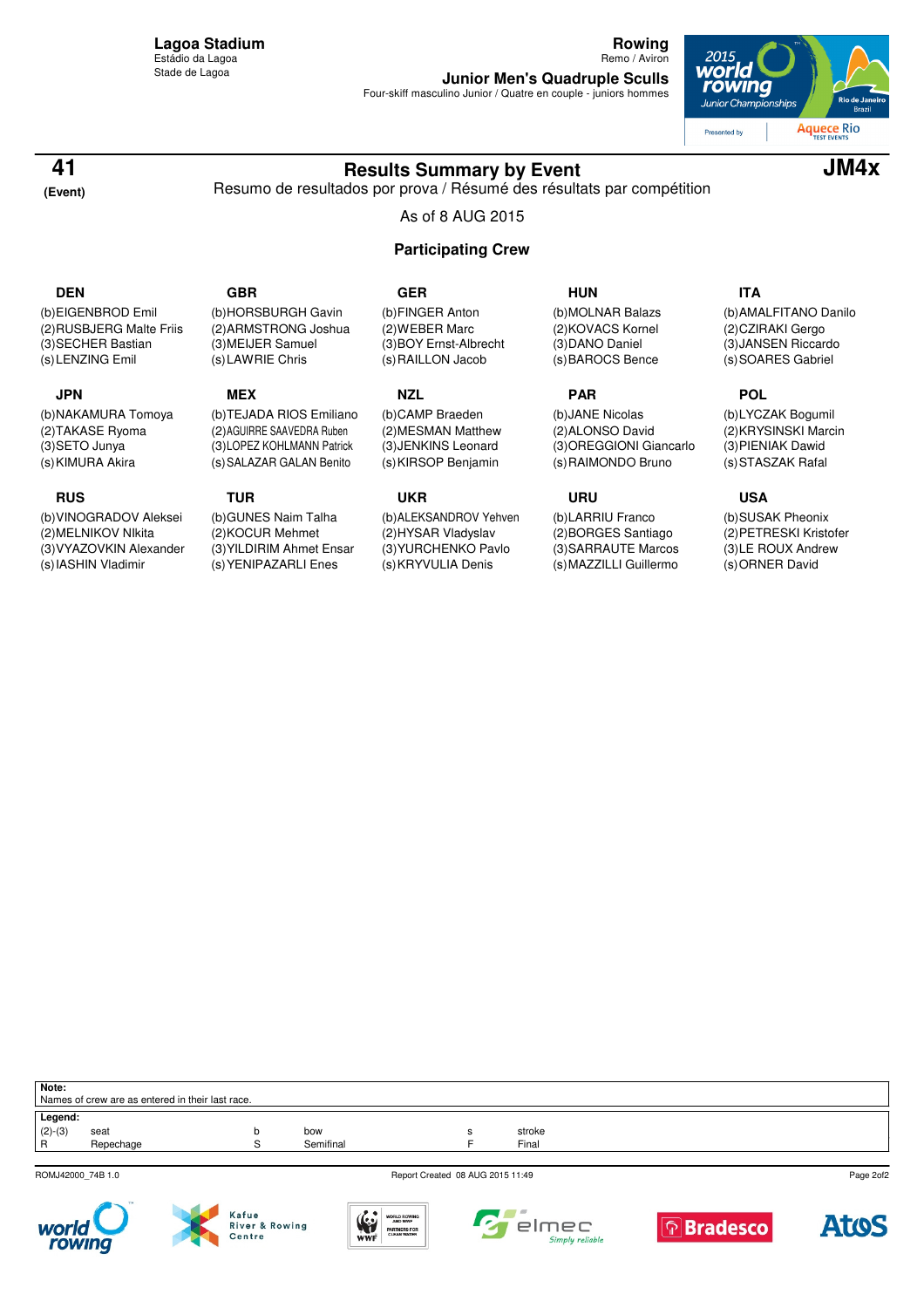**Lagoa Stadium**
Estádio da Lagoa
Stade de Lagoa

**Rowing**
Remo / Aviron

**Junior Men's Quadruple Sculls**
Four-skiff masculino Junior / Quatre en couple - juniors hommes

**41**
**(Event)**

# Results Summary by Event

**JM4x**

Resumo de resultados por prova / Résumé des résultats par compétition

As of 8 AUG 2015

## Participating Crew

| DEN | GBR | GER | HUN | ITA |
|---|---|---|---|---|
| (b)EIGENBROD Emil | (b)HORSBURGH Gavin | (b)FINGER Anton | (b)MOLNAR Balazs | (b)AMALFITANO Danilo |
| (2)RUSBJERG Malte Friis | (2)ARMSTRONG Joshua | (2)WEBER Marc | (2)KOVACS Kornel | (2)CZIRAKI Gergo |
| (3)SECHER Bastian | (3)MEIJER Samuel | (3)BOY Ernst-Albrecht | (3)DANO Daniel | (3)JANSEN Riccardo |
| (s)LENZING Emil | (s)LAWRIE Chris | (s)RAILLON Jacob | (s)BAROCS Bence | (s)SOARES Gabriel |

| JPN | MEX | NZL | PAR | POL |
|---|---|---|---|---|
| (b)NAKAMURA Tomoya | (b)TEJADA RIOS Emiliano | (b)CAMP Braeden | (b)JANE Nicolas | (b)LYCZAK Bogumil |
| (2)TAKASE Ryoma | (2)AGUIRRE SAAVEDRA Ruben | (2)MESMAN Matthew | (2)ALONSO David | (2)KRYSINSKI Marcin |
| (3)SETO Junya | (3)LOPEZ KOHLMANN Patrick | (3)JENKINS Leonard | (3)OREGGIONI Giancarlo | (3)PIENIAK Dawid |
| (s)KIMURA Akira | (s)SALAZAR GALAN Benito | (s)KIRSOP Benjamin | (s)RAIMONDO Bruno | (s)STASZAK Rafal |

| RUS | TUR | UKR | URU | USA |
|---|---|---|---|---|
| (b)VINOGRADOV Aleksei | (b)GUNES Naim Talha | (b)ALEKSANDROV Yehven | (b)LARRIU Franco | (b)SUSAK Pheonix |
| (2)MELNIKOV NIkita | (2)KOCUR Mehmet | (2)HYSAR Vladyslav | (2)BORGES Santiago | (2)PETRESKI Kristofer |
| (3)VYAZOVKIN Alexander | (3)YILDIRIM Ahmet Ensar | (3)YURCHENKO Pavlo | (3)SARRAUTE Marcos | (3)LE ROUX Andrew |
| (s)IASHIN Vladimir | (s)YENIPAZARLI Enes | (s)KRYVULIA Denis | (s)MAZZILLI Guillermo | (s)ORNER David |

**Note:**
Names of crew are as entered in their last race.

**Legend:**

| | | | | | |
|---|---|---|---|---|---|
| (2)-(3) | seat | b | bow | s | stroke |
| R | Repechage | S | Semifinal | F | Final |

ROMJ42000_74B 1.0 — Report Created 08 AUG 2015 11:49